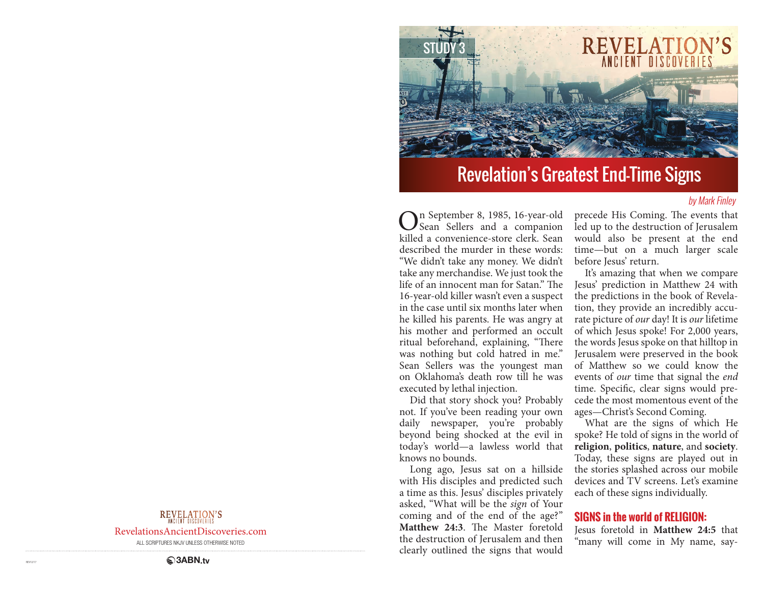STUDY 3

# Revelation's Greatest End-Time Signs

*by Mark Finley*

On September 8, 1985, 16-year-old Sean Sellers and a companion killed a convenience-store clerk. Sean described the murder in these words: "We didn't take any money. We didn't take any merchandise. We just took the life of an innocent man for Satan." The 16-year-old killer wasn't even a suspect in the case until six months later when he killed his parents. He was angry at his mother and performed an occult ritual beforehand, explaining, "There was nothing but cold hatred in me." Sean Sellers was the youngest man on Oklahoma's death row till he was executed by lethal injection.

Did that story shock you? Probably not. If you've been reading your own daily newspaper, you're probably beyond being shocked at the evil in today's world—a lawless world that knows no bounds.

Long ago, Jesus sat on a hillside with His disciples and predicted such a time as this. Jesus' disciples privately asked, "What will be the *sign* of Your coming and of the end of the age?" **Matthew 24:3**. The Master foretold the destruction of Jerusalem and then clearly outlined the signs that would precede His Coming. The events that led up to the destruction of Jerusalem would also be present at the end time—but on a much larger scale before Jesus' return.

It's amazing that when we compare Jesus' prediction in Matthew 24 with the predictions in the book of Revelation, they provide an incredibly accurate picture of *our* day! It is *our* lifetime of which Jesus spoke! For 2,000 years, the words Jesus spoke on that hilltop in Jerusalem were preserved in the book of Matthew so we could know the events of *our* time that signal the *end* time. Specific, clear signs would precede the most momentous event of the ages—Christ's Second Coming.

What are the signs of which He spoke? He told of signs in the world of **religion**, **politics**, **nature**, and **society**. Today, these signs are played out in the stories splashed across our mobile devices and TV screens. Let's examine each of these signs individually.

## SIGNS in the world of RELIGION:

Jesus foretold in **Matthew 24:5** that "many will come in My name, say-

REVELATION'S ANCIENT DISCOVERIES

RevelationsAncientDiscoveries.com

ALL SCRIPTURES NKJV UNLESS OTHERWISE NOTED

3ABN.tv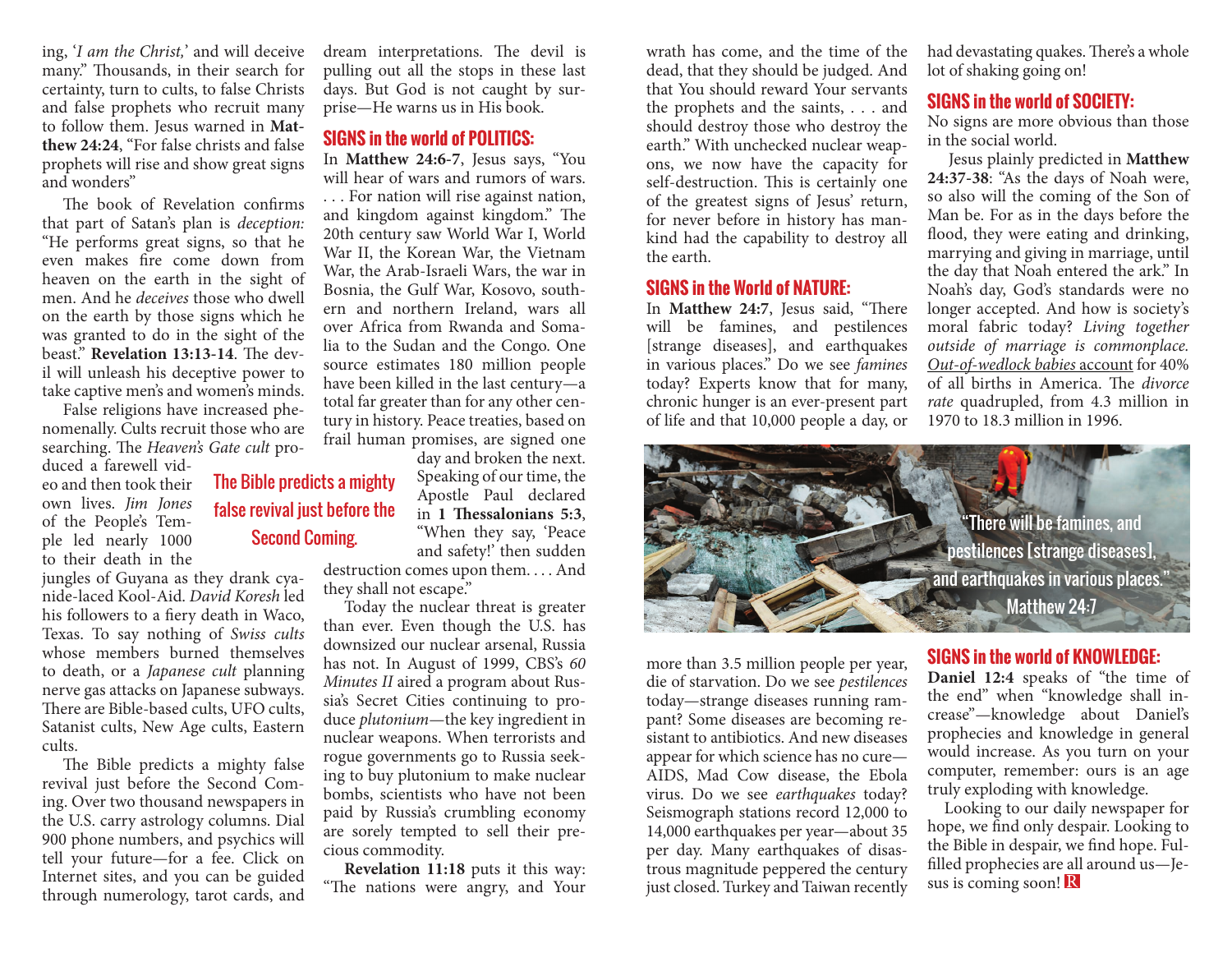ing, '*I am the Christ,*' and will deceive many." Thousands, in their search for certainty, turn to cults, to false Christs and false prophets who recruit many to follow them. Jesus warned in **Matthew 24:24**, "For false christs and false prophets will rise and show great signs and wonders"

The book of Revelation confirms that part of Satan's plan is *deception:* "He performs great signs, so that he even makes fire come down from heaven on the earth in the sight of men. And he *deceives* those who dwell on the earth by those signs which he was granted to do in the sight of the beast." **Revelation 13:13-14**. The devil will unleash his deceptive power to take captive men's and women's minds.

False religions have increased phenomenally. Cults recruit those who are searching. The *Heaven's Gate cult* produced a farewell video and then took their own lives. *Jim Jones* of the People's Temple led nearly 1000 to their death in the jungles of Guyana as they drank cyanide-laced Kool-Aid. *David Koresh* led his followers to a fiery death in Waco, Texas. To say nothing of *Swiss cults* whose members burned themselves to death, or a *Japanese cult* planning nerve gas attacks on Japanese subways. There are Bible-based cults, UFO cults, Satanist cults, New Age cults, Eastern cults.

> The Bible predicts a mighty false revival just before the Second Coming.

The Bible predicts a mighty false revival just before the Second Coming. Over two thousand newspapers in the U.S. carry astrology columns. Dial 900 phone numbers, and psychics will tell your future—for a fee. Click on Internet sites, and you can be guided through numerology, tarot cards, and dream interpretations. The devil is pulling out all the stops in these last days. But God is not caught by surprise—He warns us in His book.

## SIGNS in the world of POLITICS:

In **Matthew 24:6-7**, Jesus says, "You will hear of wars and rumors of wars. . . . For nation will rise against nation, and kingdom against kingdom." The 20th century saw World War I, World War II, the Korean War, the Vietnam War, the Arab-Israeli Wars, the war in Bosnia, the Gulf War, Kosovo, southern and northern Ireland, wars all over Africa from Rwanda and Somalia to the Sudan and the Congo. One source estimates 180 million people have been killed in the last century—a total far greater than for any other century in history. Peace treaties, based on frail human promises, are signed one day and broken the next. Speaking of our time, the Apostle Paul declared in **1 Thessalonians 5:3**, "When they say, 'Peace and safety!' then sudden destruction comes upon them. . . . And they shall not escape."

Today the nuclear threat is greater than ever. Even though the U.S. has downsized our nuclear arsenal, Russia has not. In August of 1999, CBS's *60 Minutes II* aired a program about Russia's Secret Cities continuing to produce *plutonium*—the key ingredient in nuclear weapons. When terrorists and rogue governments go to Russia seeking to buy plutonium to make nuclear bombs, scientists who have not been paid by Russia's crumbling economy are sorely tempted to sell their precious commodity.

**Revelation 11:18** puts it this way: "The nations were angry, and Your wrath has come, and the time of the dead, that they should be judged. And that You should reward Your servants the prophets and the saints, . . . and should destroy those who destroy the earth." With unchecked nuclear weapons, we now have the capacity for self-destruction. This is certainly one of the greatest signs of Jesus' return, for never before in history has mankind had the capability to destroy all the earth.

## SIGNS in the World of NATURE:

In **Matthew 24:7**, Jesus said, "There will be famines, and pestilences [strange diseases], and earthquakes in various places." Do we see *famines* today? Experts know that for many, chronic hunger is an ever-present part of life and that 10,000 people a day, or more than 3.5 million people per year, die of starvation. Do we see *pestilences* today—strange diseases running rampant? Some diseases are becoming resistant to antibiotics. And new diseases appear for which science has no cure—AIDS, Mad Cow disease, the Ebola virus. Do we see *earthquakes* today? Seismograph stations record 12,000 to 14,000 earthquakes per year—about 35 per day. Many earthquakes of disastrous magnitude peppered the century just closed. Turkey and Taiwan recently had devastating quakes. There's a whole lot of shaking going on!

"There will be famines, and pestilences [strange diseases], and earthquakes in various places." Matthew 24:7

## SIGNS in the world of SOCIETY:

No signs are more obvious than those in the social world.

Jesus plainly predicted in **Matthew 24:37-38**: "As the days of Noah were, so also will the coming of the Son of Man be. For as in the days before the flood, they were eating and drinking, marrying and giving in marriage, until the day that Noah entered the ark." In Noah's day, God's standards were no longer accepted. And how is society's moral fabric today? *Living together outside of marriage is commonplace. Out-of-wedlock babies* account for 40% of all births in America. The *divorce rate* quadrupled, from 4.3 million in 1970 to 18.3 million in 1996.

## SIGNS in the world of KNOWLEDGE:

**Daniel 12:4** speaks of "the time of the end" when "knowledge shall increase"—knowledge about Daniel's prophecies and knowledge in general would increase. As you turn on your computer, remember: ours is an age truly exploding with knowledge.

Looking to our daily newspaper for hope, we find only despair. Looking to the Bible in despair, we find hope. Fulfilled prophecies are all around us—Jesus is coming soon!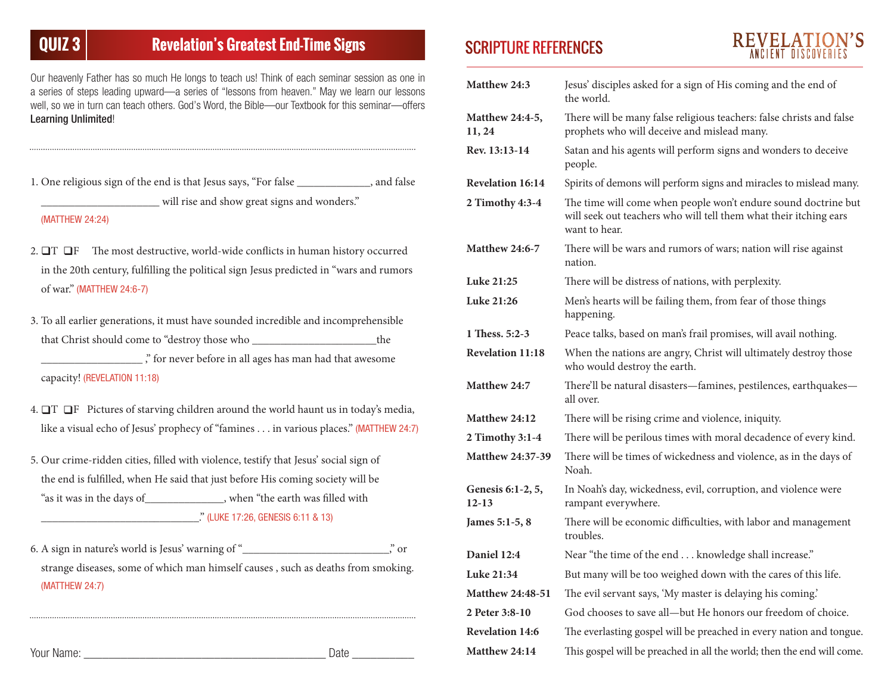## QUIZ 3 Revelation's Greatest End-Time Signs

Our heavenly Father has so much He longs to teach us! Think of each seminar session as one in a series of steps leading upward—a series of "lessons from heaven." May we learn our lessons well, so we in turn can teach others. God's Word, the Bible—our Textbook for this seminar—offers **Learning Unlimited**!

1. One religious sign of the end is that Jesus says, "For false _____________, and false _____________________ will rise and show great signs and wonders." (MATTHEW 24:24)

2. ❑T ❑F The most destructive, world-wide conflicts in human history occurred in the 20th century, fulfilling the political sign Jesus predicted in "wars and rumors of war." (MATTHEW 24:6-7)

3. To all earlier generations, it must have sounded incredible and incomprehensible that Christ should come to "destroy those who ______________________the __________________ ," for never before in all ages has man had that awesome capacity! (REVELATION 11:18)

4. ❑T ❑F Pictures of starving children around the world haunt us in today's media, like a visual echo of Jesus' prophecy of "famines . . . in various places." (MATTHEW 24:7)

5. Our crime-ridden cities, filled with violence, testify that Jesus' social sign of the end is fulfilled, when He said that just before His coming society will be "as it was in the days of______________, when "the earth was filled with _____________________________." (LUKE 17:26, GENESIS 6:11 & 13)

6. A sign in nature's world is Jesus' warning of "__________________________," or strange diseases, some of which man himself causes , such as deaths from smoking. (MATTHEW 24:7)

Your Name: ___________________________________________ Date ___________

## SCRIPTURE REFERENCES

REVELATION'S ANCIENT DISCOVERIES

| | |
|---|---|
| **Matthew 24:3** | Jesus' disciples asked for a sign of His coming and the end of the world. |
| **Matthew 24:4-5, 11, 24** | There will be many false religious teachers: false christs and false prophets who will deceive and mislead many. |
| **Rev. 13:13-14** | Satan and his agents will perform signs and wonders to deceive people. |
| **Revelation 16:14** | Spirits of demons will perform signs and miracles to mislead many. |
| **2 Timothy 4:3-4** | The time will come when people won't endure sound doctrine but will seek out teachers who will tell them what their itching ears want to hear. |
| **Matthew 24:6-7** | There will be wars and rumors of wars; nation will rise against nation. |
| **Luke 21:25** | There will be distress of nations, with perplexity. |
| **Luke 21:26** | Men's hearts will be failing them, from fear of those things happening. |
| **1 Thess. 5:2-3** | Peace talks, based on man's frail promises, will avail nothing. |
| **Revelation 11:18** | When the nations are angry, Christ will ultimately destroy those who would destroy the earth. |
| **Matthew 24:7** | There'll be natural disasters—famines, pestilences, earthquakes—all over. |
| **Matthew 24:12** | There will be rising crime and violence, iniquity. |
| **2 Timothy 3:1-4** | There will be perilous times with moral decadence of every kind. |
| **Matthew 24:37-39** | There will be times of wickedness and violence, as in the days of Noah. |
| **Genesis 6:1-2, 5, 12-13** | In Noah's day, wickedness, evil, corruption, and violence were rampant everywhere. |
| **James 5:1-5, 8** | There will be economic difficulties, with labor and management troubles. |
| **Daniel 12:4** | Near "the time of the end . . . knowledge shall increase." |
| **Luke 21:34** | But many will be too weighed down with the cares of this life. |
| **Matthew 24:48-51** | The evil servant says, 'My master is delaying his coming.' |
| **2 Peter 3:8-10** | God chooses to save all—but He honors our freedom of choice. |
| **Revelation 14:6** | The everlasting gospel will be preached in every nation and tongue. |
| **Matthew 24:14** | This gospel will be preached in all the world; then the end will come. |